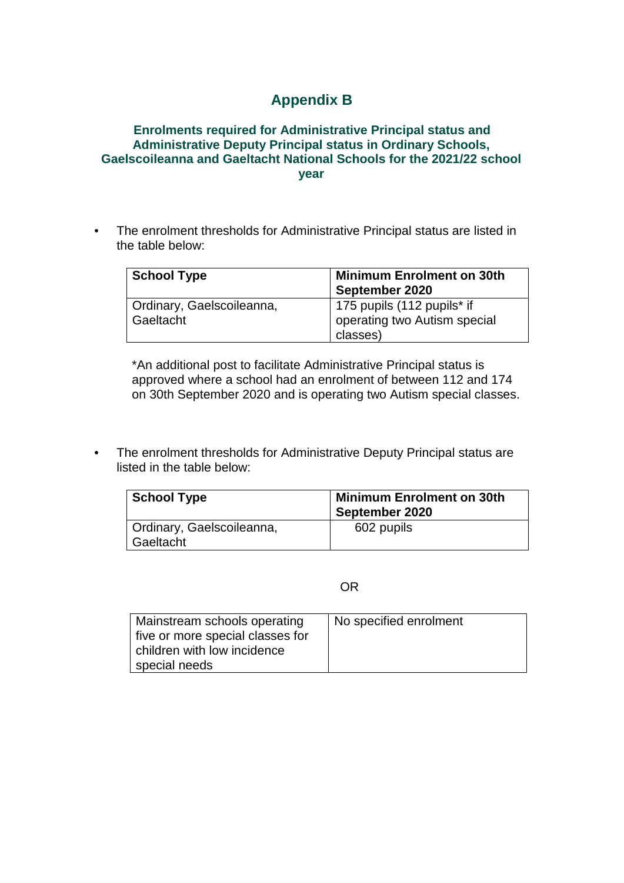# Appendix B

### Enrolments required for Administrative Principal status and Administrative Deputy Principal status in Ordinary Schools, Gaelscoileanna and Gaeltacht National Schools for the 2021/22 school year

- The enrolment thresholds for Administrative Principal status are listed in the table below:

| School Type | Minimum Enrolment on 30th September 2020 |
|---|---|
| Ordinary, Gaelscoileanna, Gaeltacht | 175 pupils (112 pupils* if operating two Autism special classes) |

*An additional post to facilitate Administrative Principal status is approved where a school had an enrolment of between 112 and 174 on 30th September 2020 and is operating two Autism special classes.

- The enrolment thresholds for Administrative Deputy Principal status are listed in the table below:

| School Type | Minimum Enrolment on 30th September 2020 |
|---|---|
| Ordinary, Gaelscoileanna, Gaeltacht | 602 pupils |

OR

| | |
|---|---|
| Mainstream schools operating five or more special classes for children with low incidence special needs | No specified enrolment |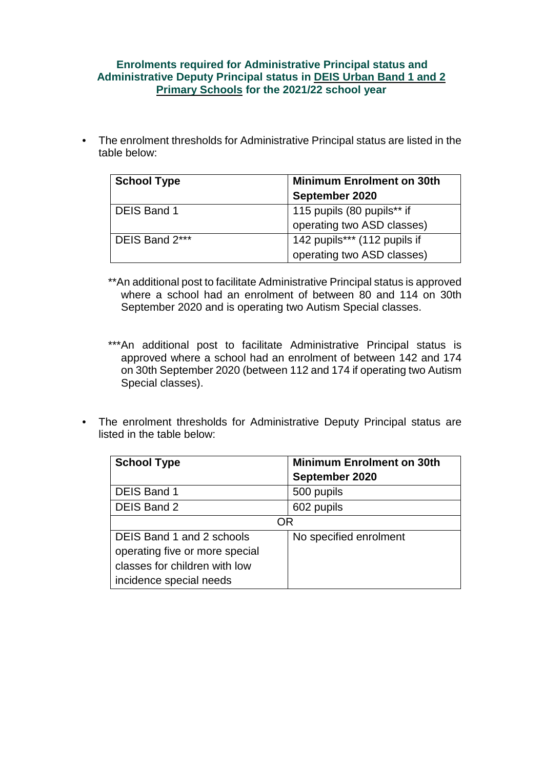**Enrolments required for Administrative Principal status and Administrative Deputy Principal status in DEIS Urban Band 1 and 2 Primary Schools for the 2021/22 school year**

- The enrolment thresholds for Administrative Principal status are listed in the table below:

| School Type | Minimum Enrolment on 30th September 2020 |
|---|---|
| DEIS Band 1 | 115 pupils (80 pupils** if operating two ASD classes) |
| DEIS Band 2*** | 142 pupils*** (112 pupils if operating two ASD classes) |

**An additional post to facilitate Administrative Principal status is approved where a school had an enrolment of between 80 and 114 on 30th September 2020 and is operating two Autism Special classes.

***An additional post to facilitate Administrative Principal status is approved where a school had an enrolment of between 142 and 174 on 30th September 2020 (between 112 and 174 if operating two Autism Special classes).

- The enrolment thresholds for Administrative Deputy Principal status are listed in the table below:

| School Type | Minimum Enrolment on 30th September 2020 |
|---|---|
| DEIS Band 1 | 500 pupils |
| DEIS Band 2 | 602 pupils |
| OR | |
| DEIS Band 1 and 2 schools operating five or more special classes for children with low incidence special needs | No specified enrolment |